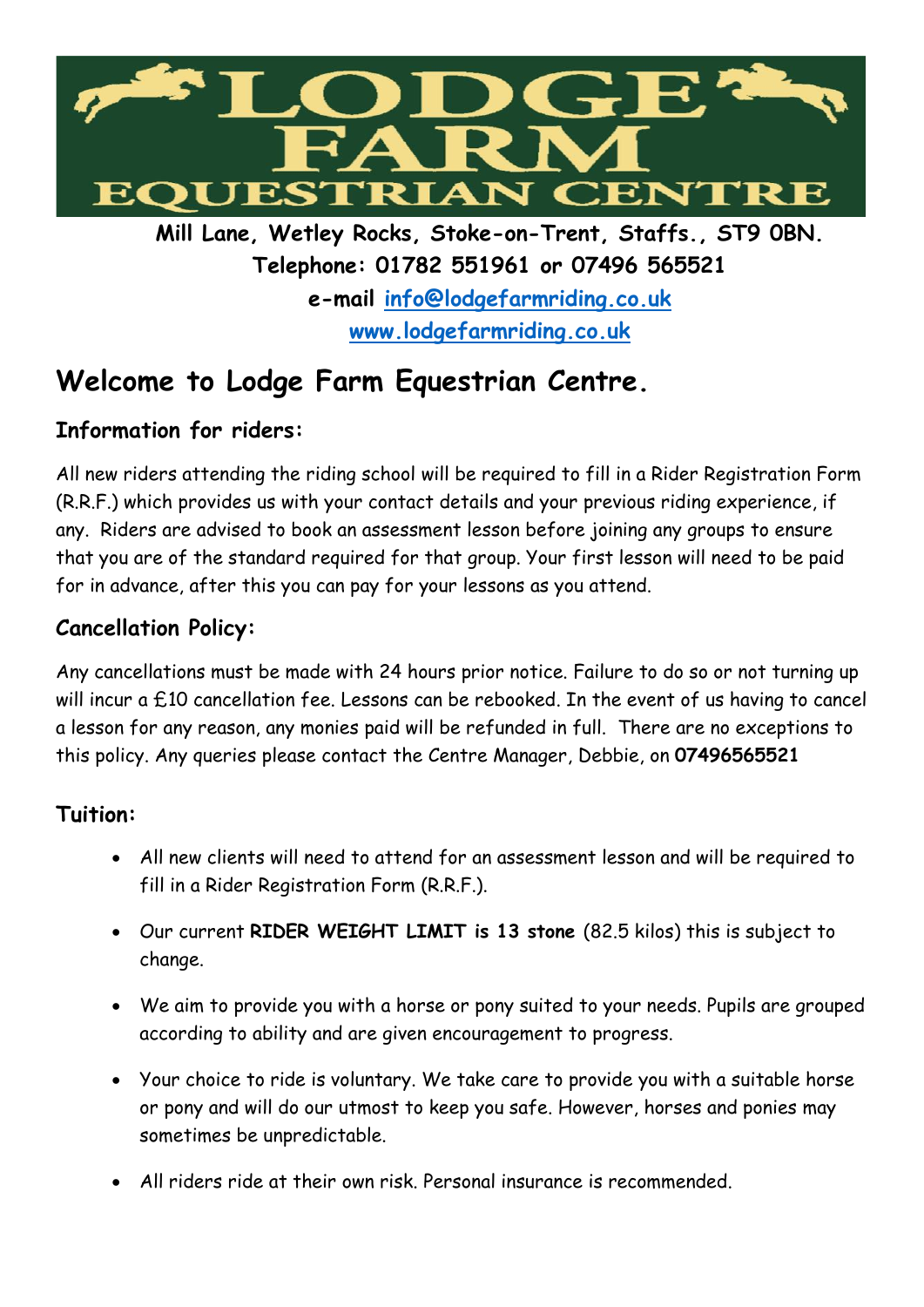# LODGE FARM EQUESTRIAN CENTRE

**Mill Lane, Wetley Rocks, Stoke-on-Trent, Staffs., ST9 0BN.**
**Telephone: 01782 551961 or 07496 565521**
**e-mail [info@lodgefarmriding.co.uk](mailto:info@lodgefarmriding.co.uk)**
**[www.lodgefarmriding.co.uk](http://www.lodgefarmriding.co.uk)**

## Welcome to Lodge Farm Equestrian Centre.

### Information for riders:

All new riders attending the riding school will be required to fill in a Rider Registration Form (R.R.F.) which provides us with your contact details and your previous riding experience, if any. Riders are advised to book an assessment lesson before joining any groups to ensure that you are of the standard required for that group. Your first lesson will need to be paid for in advance, after this you can pay for your lessons as you attend.

### Cancellation Policy:

Any cancellations must be made with 24 hours prior notice. Failure to do so or not turning up will incur a £10 cancellation fee. Lessons can be rebooked. In the event of us having to cancel a lesson for any reason, any monies paid will be refunded in full. There are no exceptions to this policy. Any queries please contact the Centre Manager, Debbie, on **07496565521**

### Tuition:

- All new clients will need to attend for an assessment lesson and will be required to fill in a Rider Registration Form (R.R.F.).
- Our current **RIDER WEIGHT LIMIT is 13 stone** (82.5 kilos) this is subject to change.
- We aim to provide you with a horse or pony suited to your needs. Pupils are grouped according to ability and are given encouragement to progress.
- Your choice to ride is voluntary. We take care to provide you with a suitable horse or pony and will do our utmost to keep you safe. However, horses and ponies may sometimes be unpredictable.
- All riders ride at their own risk. Personal insurance is recommended.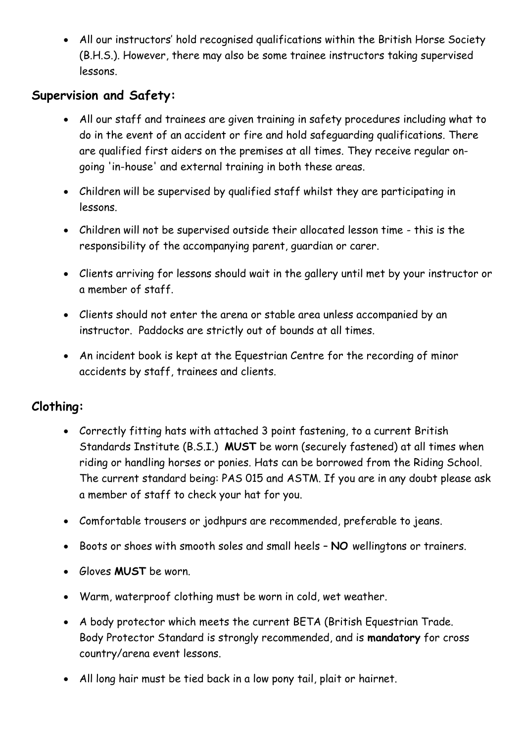- All our instructors' hold recognised qualifications within the British Horse Society (B.H.S.). However, there may also be some trainee instructors taking supervised lessons.

## Supervision and Safety:

- All our staff and trainees are given training in safety procedures including what to do in the event of an accident or fire and hold safeguarding qualifications. There are qualified first aiders on the premises at all times. They receive regular on-going 'in-house' and external training in both these areas.
- Children will be supervised by qualified staff whilst they are participating in lessons.
- Children will not be supervised outside their allocated lesson time - this is the responsibility of the accompanying parent, guardian or carer.
- Clients arriving for lessons should wait in the gallery until met by your instructor or a member of staff.
- Clients should not enter the arena or stable area unless accompanied by an instructor. Paddocks are strictly out of bounds at all times.
- An incident book is kept at the Equestrian Centre for the recording of minor accidents by staff, trainees and clients.

## Clothing:

- Correctly fitting hats with attached 3 point fastening, to a current British Standards Institute (B.S.I.) **MUST** be worn (securely fastened) at all times when riding or handling horses or ponies. Hats can be borrowed from the Riding School. The current standard being: PAS 015 and ASTM. If you are in any doubt please ask a member of staff to check your hat for you.
- Comfortable trousers or jodhpurs are recommended, preferable to jeans.
- Boots or shoes with smooth soles and small heels – **NO** wellingtons or trainers.
- Gloves **MUST** be worn.
- Warm, waterproof clothing must be worn in cold, wet weather.
- A body protector which meets the current BETA (British Equestrian Trade. Body Protector Standard is strongly recommended, and is **mandatory** for cross country/arena event lessons.
- All long hair must be tied back in a low pony tail, plait or hairnet.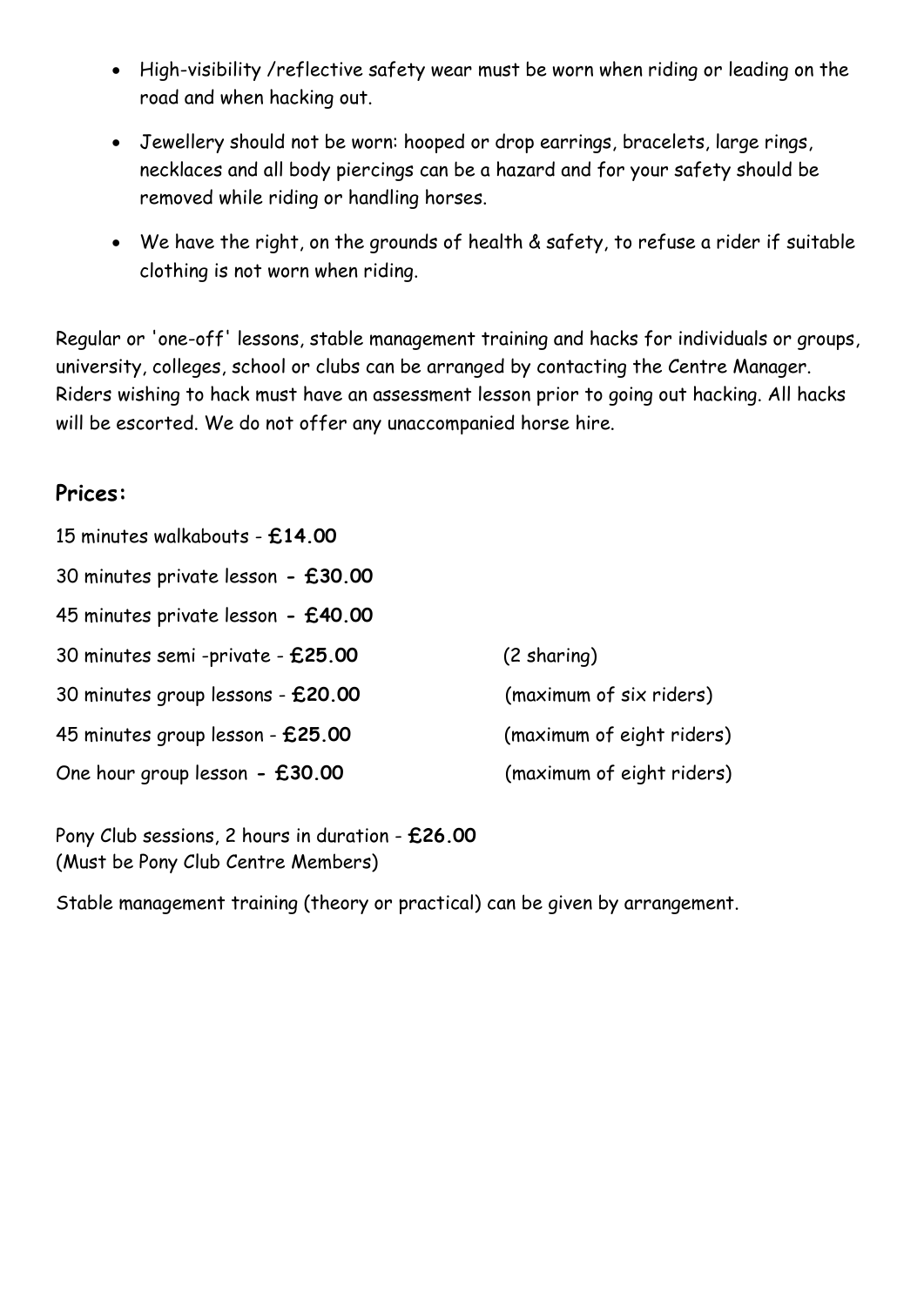- High-visibility /reflective safety wear must be worn when riding or leading on the road and when hacking out.
- Jewellery should not be worn: hooped or drop earrings, bracelets, large rings, necklaces and all body piercings can be a hazard and for your safety should be removed while riding or handling horses.
- We have the right, on the grounds of health & safety, to refuse a rider if suitable clothing is not worn when riding.

Regular or 'one-off' lessons, stable management training and hacks for individuals or groups, university, colleges, school or clubs can be arranged by contacting the Centre Manager. Riders wishing to hack must have an assessment lesson prior to going out hacking. All hacks will be escorted. We do not offer any unaccompanied horse hire.

## Prices:

| | |
|---|---|
| 15 minutes walkabouts - **£14.00** | |
| 30 minutes private lesson **- £30.00** | |
| 45 minutes private lesson **- £40.00** | |
| 30 minutes semi -private - **£25.00** | (2 sharing) |
| 30 minutes group lessons - **£20.00** | (maximum of six riders) |
| 45 minutes group lesson - **£25.00** | (maximum of eight riders) |
| One hour group lesson **- £30.00** | (maximum of eight riders) |

Pony Club sessions, 2 hours in duration - **£26.00**
(Must be Pony Club Centre Members)

Stable management training (theory or practical) can be given by arrangement.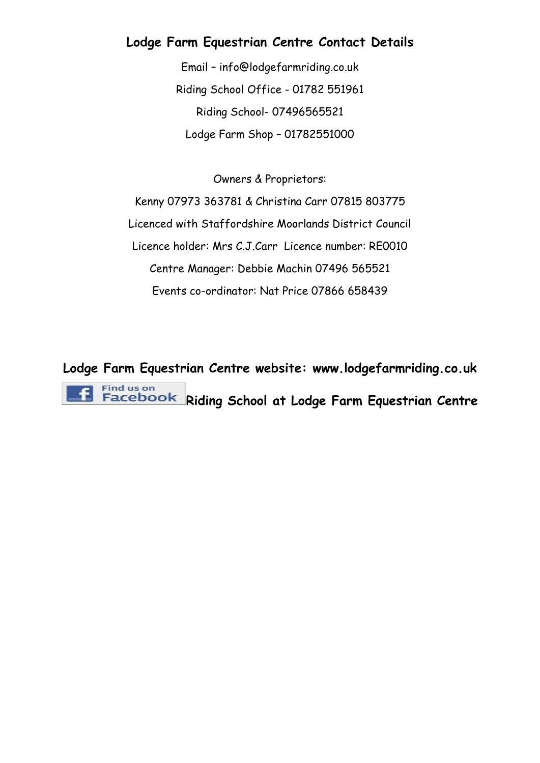## Lodge Farm Equestrian Centre Contact Details

Email – info@lodgefarmriding.co.uk

Riding School Office - 01782 551961

Riding School- 07496565521

Lodge Farm Shop – 01782551000

Owners & Proprietors:

Kenny 07973 363781 & Christina Carr 07815 803775

Licenced with Staffordshire Moorlands District Council

Licence holder: Mrs C.J.Carr  Licence number: RE0010

Centre Manager: Debbie Machin 07496 565521

Events co-ordinator: Nat Price 07866 658439

**Lodge Farm Equestrian Centre website: www.lodgefarmriding.co.uk**

Find us on Facebook **Riding School at Lodge Farm Equestrian Centre**